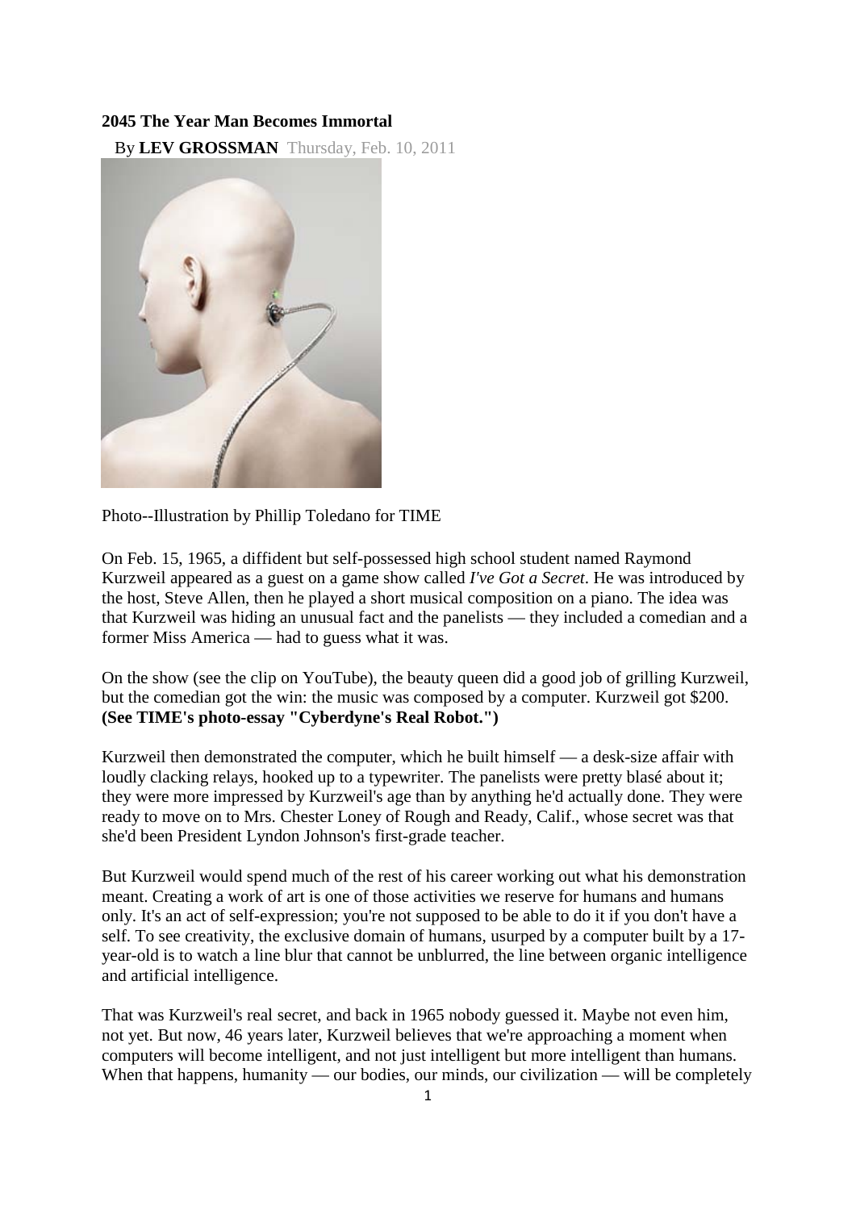**2045 The Year Man Becomes Immortal**

By **LEV GROSSMAN** Thursday, Feb. 10, 2011

Photo--Illustration by Phillip Toledano for TIME

On Feb. 15, 1965, a diffident but self-possessed high school student named Raymond Kurzweil appeared as a guest on a game show called *I've Got a Secret*. He was introduced by the host, Steve Allen, then he played a short musical composition on a piano. The idea was that Kurzweil was hiding an unusual fact and the panelists — they included a comedian and a former Miss America — had to guess what it was.

On the show (see the clip on YouTube), the beauty queen did a good job of grilling Kurzweil, but the comedian got the win: the music was composed by a computer. Kurzweil got $200. **(See TIME's photo-essay "Cyberdyne's Real Robot.")**

Kurzweil then demonstrated the computer, which he built himself — a desk-size affair with loudly clacking relays, hooked up to a typewriter. The panelists were pretty blasé about it; they were more impressed by Kurzweil's age than by anything he'd actually done. They were ready to move on to Mrs. Chester Loney of Rough and Ready, Calif., whose secret was that she'd been President Lyndon Johnson's first-grade teacher.

But Kurzweil would spend much of the rest of his career working out what his demonstration meant. Creating a work of art is one of those activities we reserve for humans and humans only. It's an act of self-expression; you're not supposed to be able to do it if you don't have a self. To see creativity, the exclusive domain of humans, usurped by a computer built by a 17-year-old is to watch a line blur that cannot be unblurred, the line between organic intelligence and artificial intelligence.

That was Kurzweil's real secret, and back in 1965 nobody guessed it. Maybe not even him, not yet. But now, 46 years later, Kurzweil believes that we're approaching a moment when computers will become intelligent, and not just intelligent but more intelligent than humans. When that happens, humanity — our bodies, our minds, our civilization — will be completely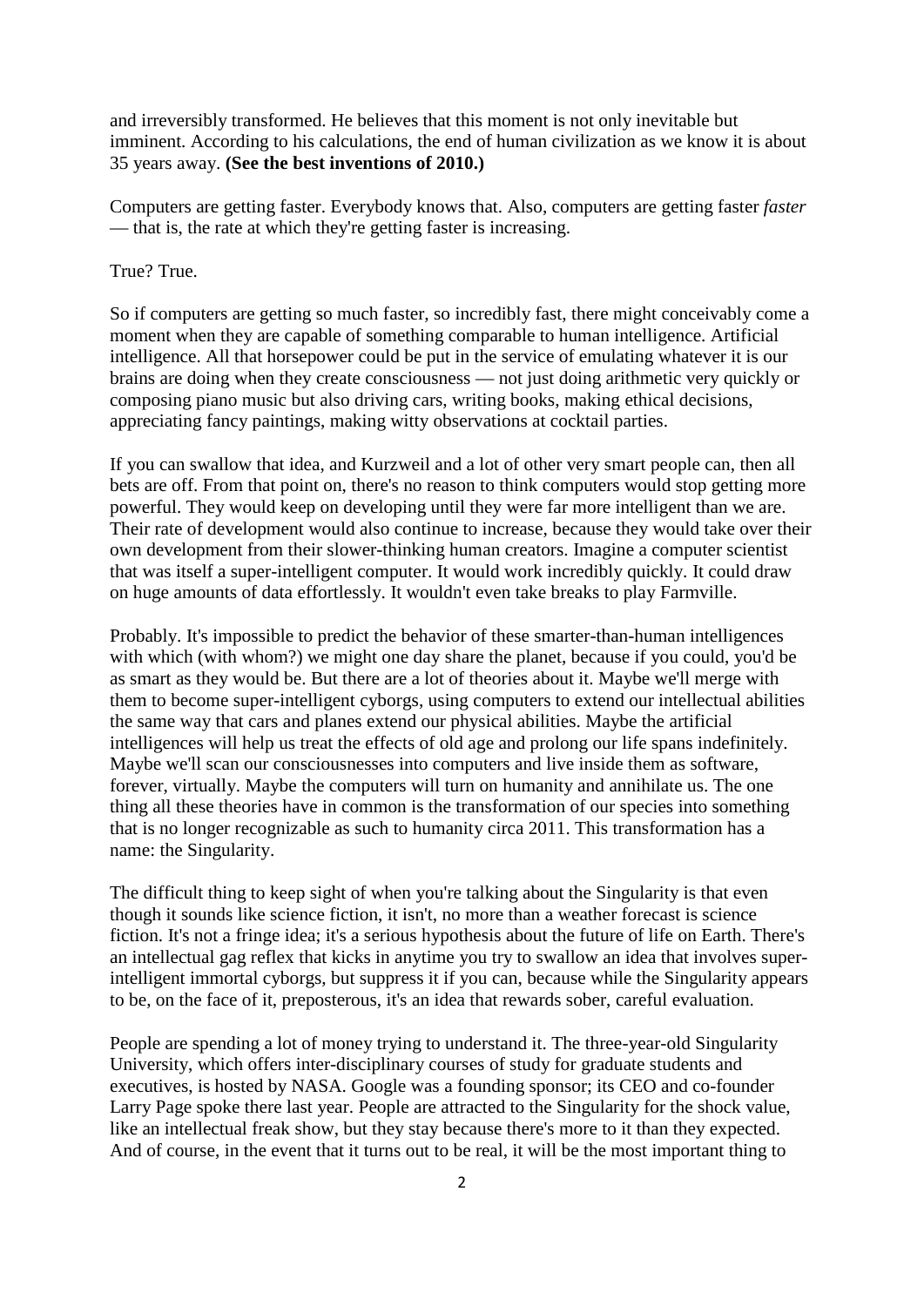and irreversibly transformed. He believes that this moment is not only inevitable but imminent. According to his calculations, the end of human civilization as we know it is about 35 years away. **(See the best inventions of 2010.)**

Computers are getting faster. Everybody knows that. Also, computers are getting faster *faster* — that is, the rate at which they're getting faster is increasing.

True? True.

So if computers are getting so much faster, so incredibly fast, there might conceivably come a moment when they are capable of something comparable to human intelligence. Artificial intelligence. All that horsepower could be put in the service of emulating whatever it is our brains are doing when they create consciousness — not just doing arithmetic very quickly or composing piano music but also driving cars, writing books, making ethical decisions, appreciating fancy paintings, making witty observations at cocktail parties.

If you can swallow that idea, and Kurzweil and a lot of other very smart people can, then all bets are off. From that point on, there's no reason to think computers would stop getting more powerful. They would keep on developing until they were far more intelligent than we are. Their rate of development would also continue to increase, because they would take over their own development from their slower-thinking human creators. Imagine a computer scientist that was itself a super-intelligent computer. It would work incredibly quickly. It could draw on huge amounts of data effortlessly. It wouldn't even take breaks to play Farmville.

Probably. It's impossible to predict the behavior of these smarter-than-human intelligences with which (with whom?) we might one day share the planet, because if you could, you'd be as smart as they would be. But there are a lot of theories about it. Maybe we'll merge with them to become super-intelligent cyborgs, using computers to extend our intellectual abilities the same way that cars and planes extend our physical abilities. Maybe the artificial intelligences will help us treat the effects of old age and prolong our life spans indefinitely. Maybe we'll scan our consciousnesses into computers and live inside them as software, forever, virtually. Maybe the computers will turn on humanity and annihilate us. The one thing all these theories have in common is the transformation of our species into something that is no longer recognizable as such to humanity circa 2011. This transformation has a name: the Singularity.

The difficult thing to keep sight of when you're talking about the Singularity is that even though it sounds like science fiction, it isn't, no more than a weather forecast is science fiction. It's not a fringe idea; it's a serious hypothesis about the future of life on Earth. There's an intellectual gag reflex that kicks in anytime you try to swallow an idea that involves super-intelligent immortal cyborgs, but suppress it if you can, because while the Singularity appears to be, on the face of it, preposterous, it's an idea that rewards sober, careful evaluation.

People are spending a lot of money trying to understand it. The three-year-old Singularity University, which offers inter-disciplinary courses of study for graduate students and executives, is hosted by NASA. Google was a founding sponsor; its CEO and co-founder Larry Page spoke there last year. People are attracted to the Singularity for the shock value, like an intellectual freak show, but they stay because there's more to it than they expected. And of course, in the event that it turns out to be real, it will be the most important thing to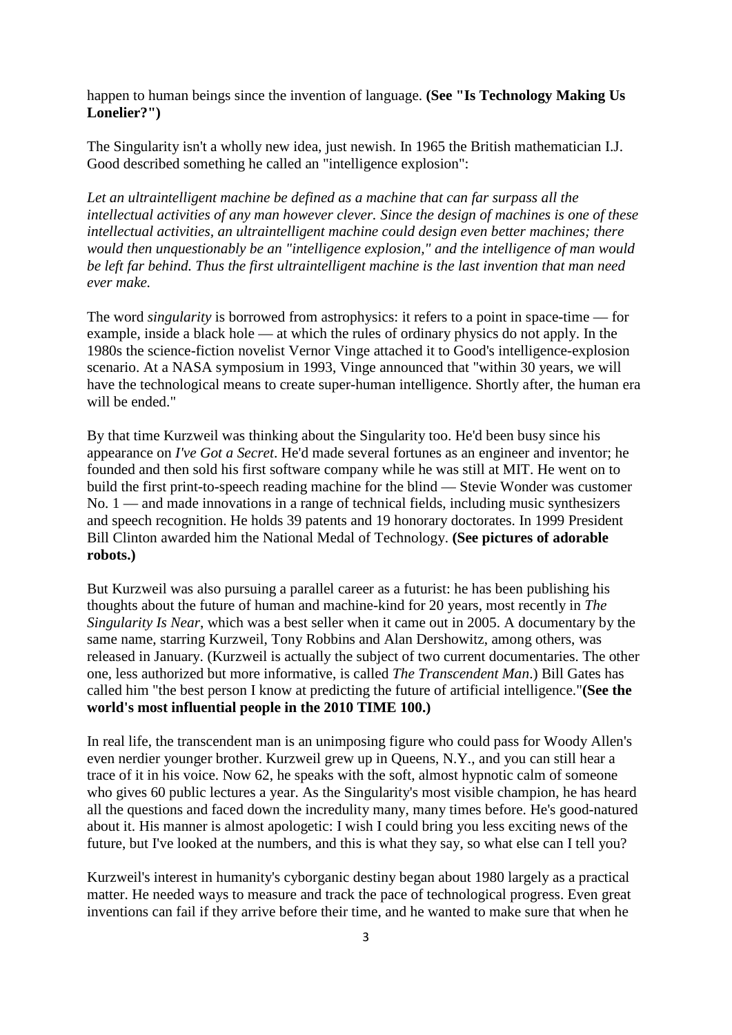happen to human beings since the invention of language. **(See "Is Technology Making Us Lonelier?")**

The Singularity isn't a wholly new idea, just newish. In 1965 the British mathematician I.J. Good described something he called an "intelligence explosion":

*Let an ultraintelligent machine be defined as a machine that can far surpass all the intellectual activities of any man however clever. Since the design of machines is one of these intellectual activities, an ultraintelligent machine could design even better machines; there would then unquestionably be an "intelligence explosion," and the intelligence of man would be left far behind. Thus the first ultraintelligent machine is the last invention that man need ever make.*

The word *singularity* is borrowed from astrophysics: it refers to a point in space-time — for example, inside a black hole — at which the rules of ordinary physics do not apply. In the 1980s the science-fiction novelist Vernor Vinge attached it to Good's intelligence-explosion scenario. At a NASA symposium in 1993, Vinge announced that "within 30 years, we will have the technological means to create super-human intelligence. Shortly after, the human era will be ended."

By that time Kurzweil was thinking about the Singularity too. He'd been busy since his appearance on *I've Got a Secret*. He'd made several fortunes as an engineer and inventor; he founded and then sold his first software company while he was still at MIT. He went on to build the first print-to-speech reading machine for the blind — Stevie Wonder was customer No. 1 — and made innovations in a range of technical fields, including music synthesizers and speech recognition. He holds 39 patents and 19 honorary doctorates. In 1999 President Bill Clinton awarded him the National Medal of Technology. **(See pictures of adorable robots.)**

But Kurzweil was also pursuing a parallel career as a futurist: he has been publishing his thoughts about the future of human and machine-kind for 20 years, most recently in *The Singularity Is Near*, which was a best seller when it came out in 2005. A documentary by the same name, starring Kurzweil, Tony Robbins and Alan Dershowitz, among others, was released in January. (Kurzweil is actually the subject of two current documentaries. The other one, less authorized but more informative, is called *The Transcendent Man*.) Bill Gates has called him "the best person I know at predicting the future of artificial intelligence."**(See the world's most influential people in the 2010 TIME 100.)**

In real life, the transcendent man is an unimposing figure who could pass for Woody Allen's even nerdier younger brother. Kurzweil grew up in Queens, N.Y., and you can still hear a trace of it in his voice. Now 62, he speaks with the soft, almost hypnotic calm of someone who gives 60 public lectures a year. As the Singularity's most visible champion, he has heard all the questions and faced down the incredulity many, many times before. He's good-natured about it. His manner is almost apologetic: I wish I could bring you less exciting news of the future, but I've looked at the numbers, and this is what they say, so what else can I tell you?

Kurzweil's interest in humanity's cyborganic destiny began about 1980 largely as a practical matter. He needed ways to measure and track the pace of technological progress. Even great inventions can fail if they arrive before their time, and he wanted to make sure that when he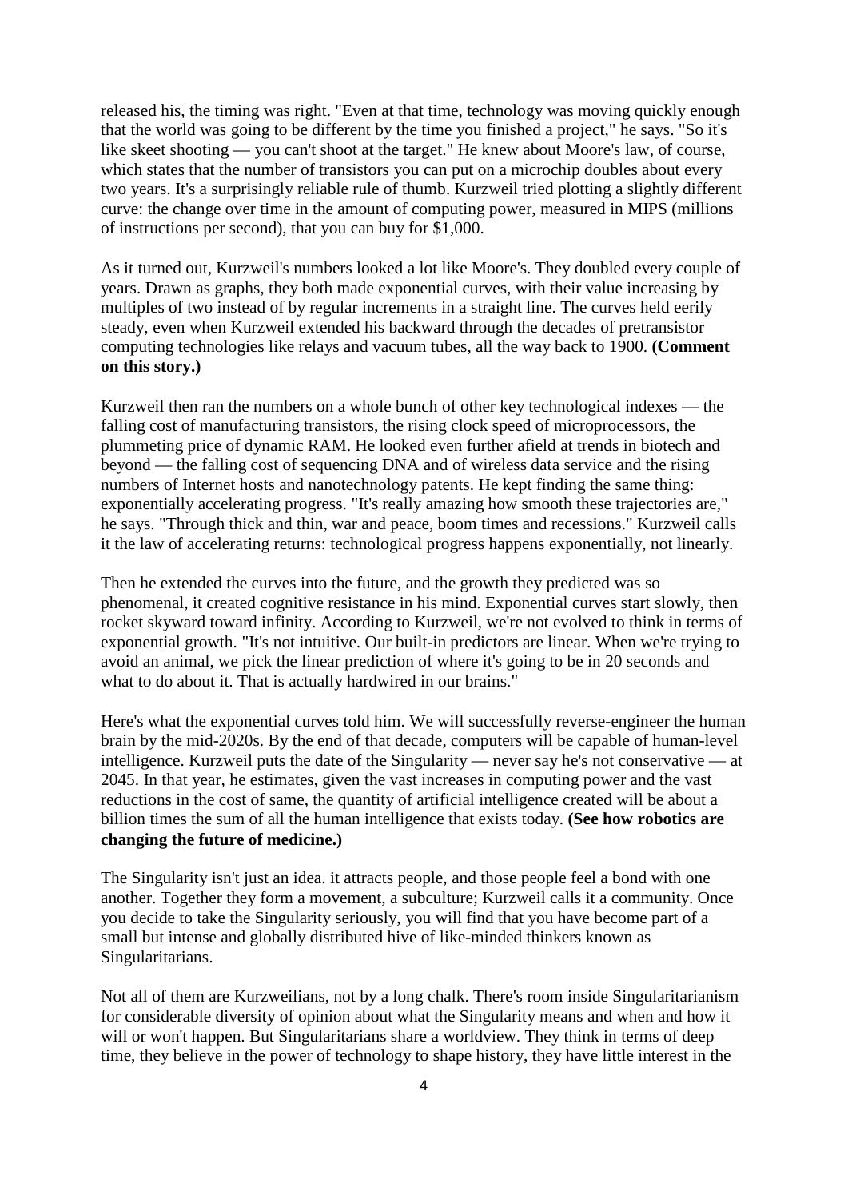released his, the timing was right. "Even at that time, technology was moving quickly enough that the world was going to be different by the time you finished a project," he says. "So it's like skeet shooting — you can't shoot at the target." He knew about Moore's law, of course, which states that the number of transistors you can put on a microchip doubles about every two years. It's a surprisingly reliable rule of thumb. Kurzweil tried plotting a slightly different curve: the change over time in the amount of computing power, measured in MIPS (millions of instructions per second), that you can buy for $1,000.

As it turned out, Kurzweil's numbers looked a lot like Moore's. They doubled every couple of years. Drawn as graphs, they both made exponential curves, with their value increasing by multiples of two instead of by regular increments in a straight line. The curves held eerily steady, even when Kurzweil extended his backward through the decades of pretransistor computing technologies like relays and vacuum tubes, all the way back to 1900. **(Comment on this story.)**

Kurzweil then ran the numbers on a whole bunch of other key technological indexes — the falling cost of manufacturing transistors, the rising clock speed of microprocessors, the plummeting price of dynamic RAM. He looked even further afield at trends in biotech and beyond — the falling cost of sequencing DNA and of wireless data service and the rising numbers of Internet hosts and nanotechnology patents. He kept finding the same thing: exponentially accelerating progress. "It's really amazing how smooth these trajectories are," he says. "Through thick and thin, war and peace, boom times and recessions." Kurzweil calls it the law of accelerating returns: technological progress happens exponentially, not linearly.

Then he extended the curves into the future, and the growth they predicted was so phenomenal, it created cognitive resistance in his mind. Exponential curves start slowly, then rocket skyward toward infinity. According to Kurzweil, we're not evolved to think in terms of exponential growth. "It's not intuitive. Our built-in predictors are linear. When we're trying to avoid an animal, we pick the linear prediction of where it's going to be in 20 seconds and what to do about it. That is actually hardwired in our brains."

Here's what the exponential curves told him. We will successfully reverse-engineer the human brain by the mid-2020s. By the end of that decade, computers will be capable of human-level intelligence. Kurzweil puts the date of the Singularity — never say he's not conservative — at 2045. In that year, he estimates, given the vast increases in computing power and the vast reductions in the cost of same, the quantity of artificial intelligence created will be about a billion times the sum of all the human intelligence that exists today. **(See how robotics are changing the future of medicine.)**

The Singularity isn't just an idea. it attracts people, and those people feel a bond with one another. Together they form a movement, a subculture; Kurzweil calls it a community. Once you decide to take the Singularity seriously, you will find that you have become part of a small but intense and globally distributed hive of like-minded thinkers known as Singularitarians.

Not all of them are Kurzweilians, not by a long chalk. There's room inside Singularitarianism for considerable diversity of opinion about what the Singularity means and when and how it will or won't happen. But Singularitarians share a worldview. They think in terms of deep time, they believe in the power of technology to shape history, they have little interest in the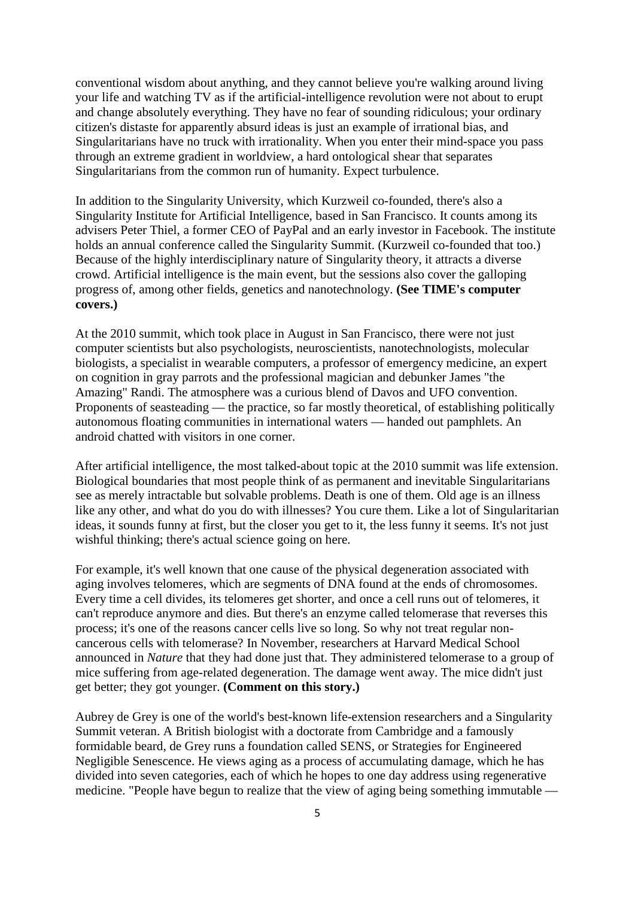conventional wisdom about anything, and they cannot believe you're walking around living your life and watching TV as if the artificial-intelligence revolution were not about to erupt and change absolutely everything. They have no fear of sounding ridiculous; your ordinary citizen's distaste for apparently absurd ideas is just an example of irrational bias, and Singularitarians have no truck with irrationality. When you enter their mind-space you pass through an extreme gradient in worldview, a hard ontological shear that separates Singularitarians from the common run of humanity. Expect turbulence.

In addition to the Singularity University, which Kurzweil co-founded, there's also a Singularity Institute for Artificial Intelligence, based in San Francisco. It counts among its advisers Peter Thiel, a former CEO of PayPal and an early investor in Facebook. The institute holds an annual conference called the Singularity Summit. (Kurzweil co-founded that too.) Because of the highly interdisciplinary nature of Singularity theory, it attracts a diverse crowd. Artificial intelligence is the main event, but the sessions also cover the galloping progress of, among other fields, genetics and nanotechnology. **(See TIME's computer covers.)**

At the 2010 summit, which took place in August in San Francisco, there were not just computer scientists but also psychologists, neuroscientists, nanotechnologists, molecular biologists, a specialist in wearable computers, a professor of emergency medicine, an expert on cognition in gray parrots and the professional magician and debunker James "the Amazing" Randi. The atmosphere was a curious blend of Davos and UFO convention. Proponents of seasteading — the practice, so far mostly theoretical, of establishing politically autonomous floating communities in international waters — handed out pamphlets. An android chatted with visitors in one corner.

After artificial intelligence, the most talked-about topic at the 2010 summit was life extension. Biological boundaries that most people think of as permanent and inevitable Singularitarians see as merely intractable but solvable problems. Death is one of them. Old age is an illness like any other, and what do you do with illnesses? You cure them. Like a lot of Singularitarian ideas, it sounds funny at first, but the closer you get to it, the less funny it seems. It's not just wishful thinking; there's actual science going on here.

For example, it's well known that one cause of the physical degeneration associated with aging involves telomeres, which are segments of DNA found at the ends of chromosomes. Every time a cell divides, its telomeres get shorter, and once a cell runs out of telomeres, it can't reproduce anymore and dies. But there's an enzyme called telomerase that reverses this process; it's one of the reasons cancer cells live so long. So why not treat regular non-cancerous cells with telomerase? In November, researchers at Harvard Medical School announced in *Nature* that they had done just that. They administered telomerase to a group of mice suffering from age-related degeneration. The damage went away. The mice didn't just get better; they got younger. **(Comment on this story.)**

Aubrey de Grey is one of the world's best-known life-extension researchers and a Singularity Summit veteran. A British biologist with a doctorate from Cambridge and a famously formidable beard, de Grey runs a foundation called SENS, or Strategies for Engineered Negligible Senescence. He views aging as a process of accumulating damage, which he has divided into seven categories, each of which he hopes to one day address using regenerative medicine. "People have begun to realize that the view of aging being something immutable —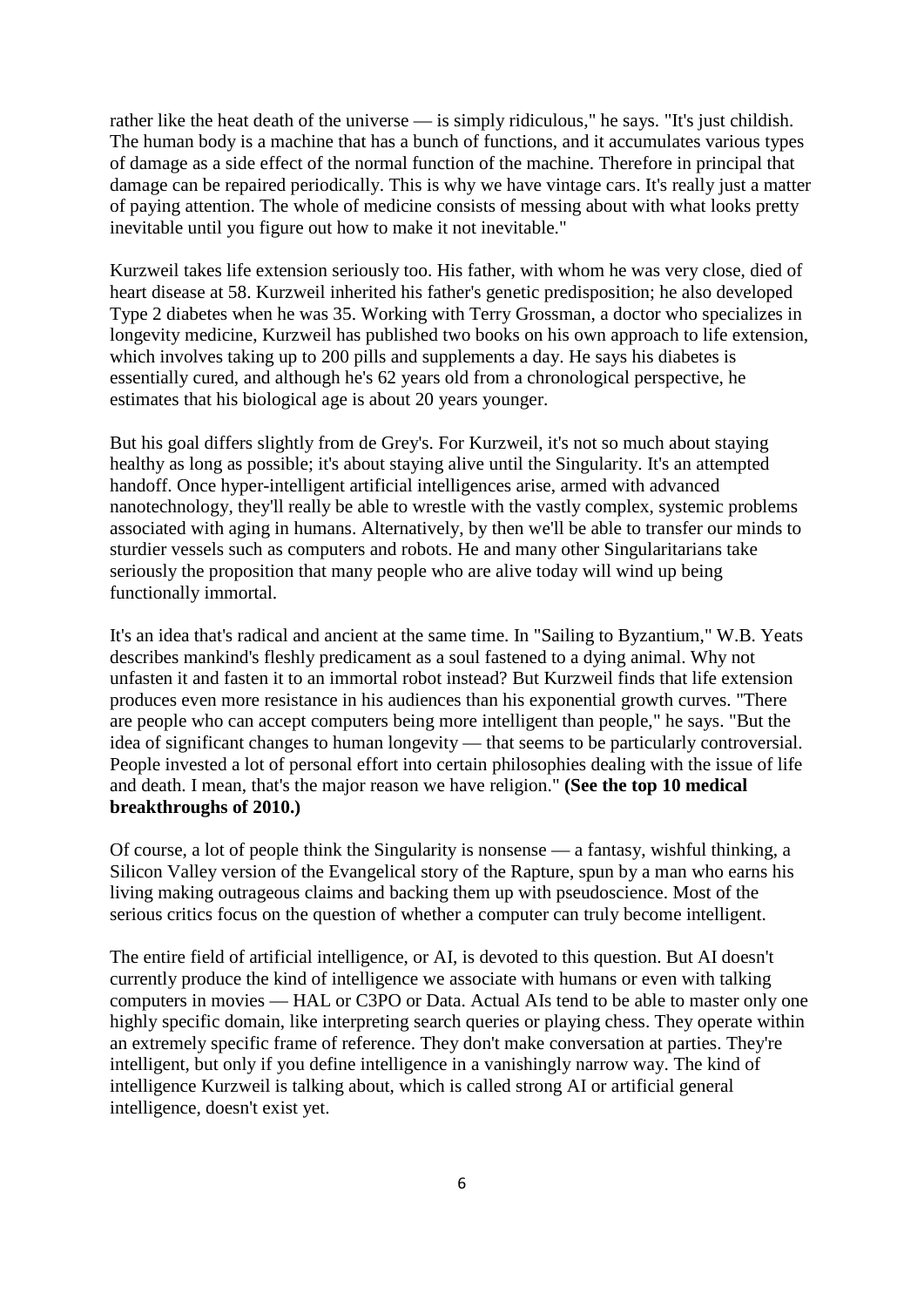rather like the heat death of the universe — is simply ridiculous," he says. "It's just childish. The human body is a machine that has a bunch of functions, and it accumulates various types of damage as a side effect of the normal function of the machine. Therefore in principal that damage can be repaired periodically. This is why we have vintage cars. It's really just a matter of paying attention. The whole of medicine consists of messing about with what looks pretty inevitable until you figure out how to make it not inevitable."

Kurzweil takes life extension seriously too. His father, with whom he was very close, died of heart disease at 58. Kurzweil inherited his father's genetic predisposition; he also developed Type 2 diabetes when he was 35. Working with Terry Grossman, a doctor who specializes in longevity medicine, Kurzweil has published two books on his own approach to life extension, which involves taking up to 200 pills and supplements a day. He says his diabetes is essentially cured, and although he's 62 years old from a chronological perspective, he estimates that his biological age is about 20 years younger.

But his goal differs slightly from de Grey's. For Kurzweil, it's not so much about staying healthy as long as possible; it's about staying alive until the Singularity. It's an attempted handoff. Once hyper-intelligent artificial intelligences arise, armed with advanced nanotechnology, they'll really be able to wrestle with the vastly complex, systemic problems associated with aging in humans. Alternatively, by then we'll be able to transfer our minds to sturdier vessels such as computers and robots. He and many other Singularitarians take seriously the proposition that many people who are alive today will wind up being functionally immortal.

It's an idea that's radical and ancient at the same time. In "Sailing to Byzantium," W.B. Yeats describes mankind's fleshly predicament as a soul fastened to a dying animal. Why not unfasten it and fasten it to an immortal robot instead? But Kurzweil finds that life extension produces even more resistance in his audiences than his exponential growth curves. "There are people who can accept computers being more intelligent than people," he says. "But the idea of significant changes to human longevity — that seems to be particularly controversial. People invested a lot of personal effort into certain philosophies dealing with the issue of life and death. I mean, that's the major reason we have religion." **(See the top 10 medical breakthroughs of 2010.)**

Of course, a lot of people think the Singularity is nonsense — a fantasy, wishful thinking, a Silicon Valley version of the Evangelical story of the Rapture, spun by a man who earns his living making outrageous claims and backing them up with pseudoscience. Most of the serious critics focus on the question of whether a computer can truly become intelligent.

The entire field of artificial intelligence, or AI, is devoted to this question. But AI doesn't currently produce the kind of intelligence we associate with humans or even with talking computers in movies — HAL or C3PO or Data. Actual AIs tend to be able to master only one highly specific domain, like interpreting search queries or playing chess. They operate within an extremely specific frame of reference. They don't make conversation at parties. They're intelligent, but only if you define intelligence in a vanishingly narrow way. The kind of intelligence Kurzweil is talking about, which is called strong AI or artificial general intelligence, doesn't exist yet.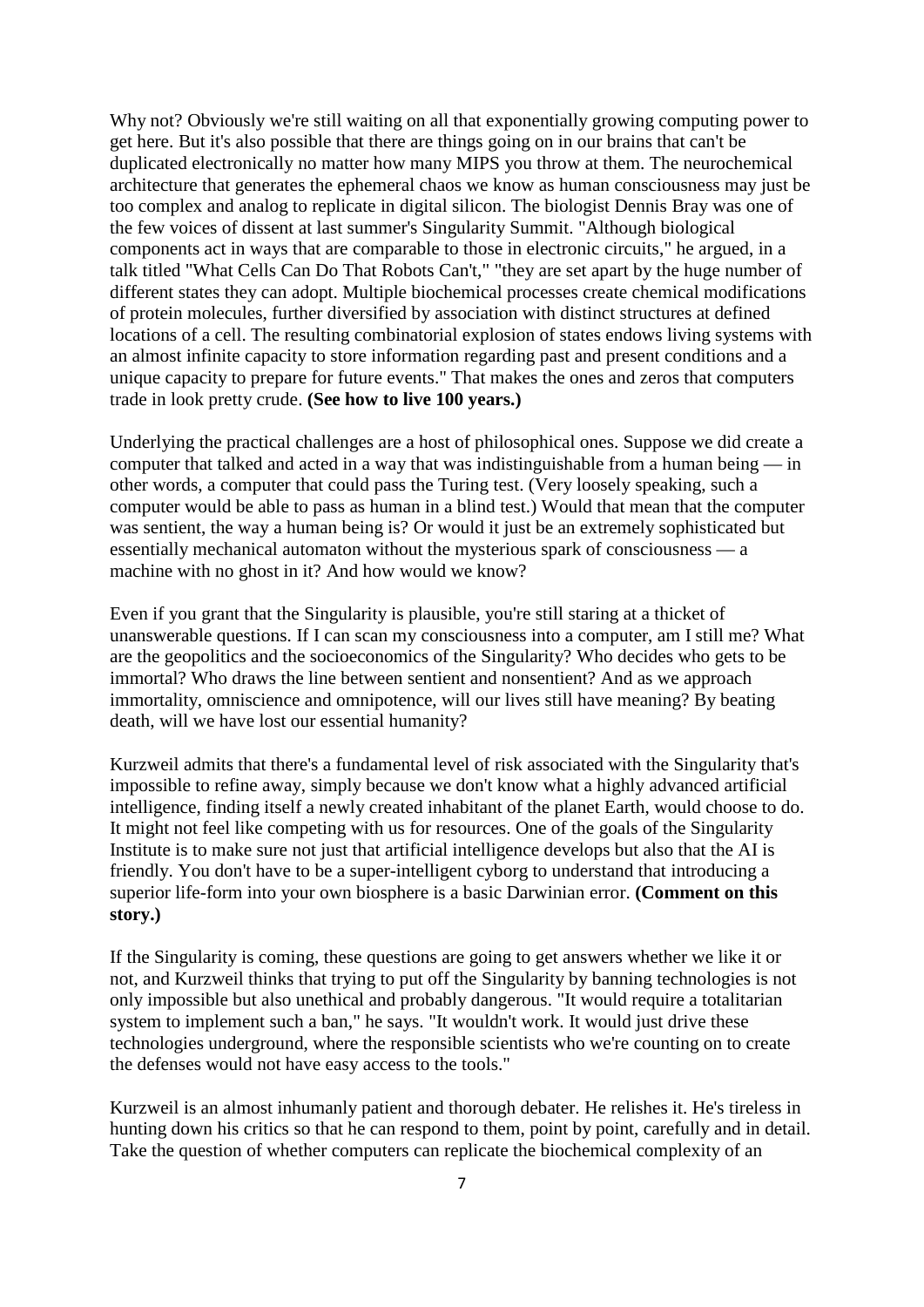Why not? Obviously we're still waiting on all that exponentially growing computing power to get here. But it's also possible that there are things going on in our brains that can't be duplicated electronically no matter how many MIPS you throw at them. The neurochemical architecture that generates the ephemeral chaos we know as human consciousness may just be too complex and analog to replicate in digital silicon. The biologist Dennis Bray was one of the few voices of dissent at last summer's Singularity Summit. "Although biological components act in ways that are comparable to those in electronic circuits," he argued, in a talk titled "What Cells Can Do That Robots Can't," "they are set apart by the huge number of different states they can adopt. Multiple biochemical processes create chemical modifications of protein molecules, further diversified by association with distinct structures at defined locations of a cell. The resulting combinatorial explosion of states endows living systems with an almost infinite capacity to store information regarding past and present conditions and a unique capacity to prepare for future events." That makes the ones and zeros that computers trade in look pretty crude. **(See how to live 100 years.)**

Underlying the practical challenges are a host of philosophical ones. Suppose we did create a computer that talked and acted in a way that was indistinguishable from a human being — in other words, a computer that could pass the Turing test. (Very loosely speaking, such a computer would be able to pass as human in a blind test.) Would that mean that the computer was sentient, the way a human being is? Or would it just be an extremely sophisticated but essentially mechanical automaton without the mysterious spark of consciousness — a machine with no ghost in it? And how would we know?

Even if you grant that the Singularity is plausible, you're still staring at a thicket of unanswerable questions. If I can scan my consciousness into a computer, am I still me? What are the geopolitics and the socioeconomics of the Singularity? Who decides who gets to be immortal? Who draws the line between sentient and nonsentient? And as we approach immortality, omniscience and omnipotence, will our lives still have meaning? By beating death, will we have lost our essential humanity?

Kurzweil admits that there's a fundamental level of risk associated with the Singularity that's impossible to refine away, simply because we don't know what a highly advanced artificial intelligence, finding itself a newly created inhabitant of the planet Earth, would choose to do. It might not feel like competing with us for resources. One of the goals of the Singularity Institute is to make sure not just that artificial intelligence develops but also that the AI is friendly. You don't have to be a super-intelligent cyborg to understand that introducing a superior life-form into your own biosphere is a basic Darwinian error. **(Comment on this story.)**

If the Singularity is coming, these questions are going to get answers whether we like it or not, and Kurzweil thinks that trying to put off the Singularity by banning technologies is not only impossible but also unethical and probably dangerous. "It would require a totalitarian system to implement such a ban," he says. "It wouldn't work. It would just drive these technologies underground, where the responsible scientists who we're counting on to create the defenses would not have easy access to the tools."

Kurzweil is an almost inhumanly patient and thorough debater. He relishes it. He's tireless in hunting down his critics so that he can respond to them, point by point, carefully and in detail. Take the question of whether computers can replicate the biochemical complexity of an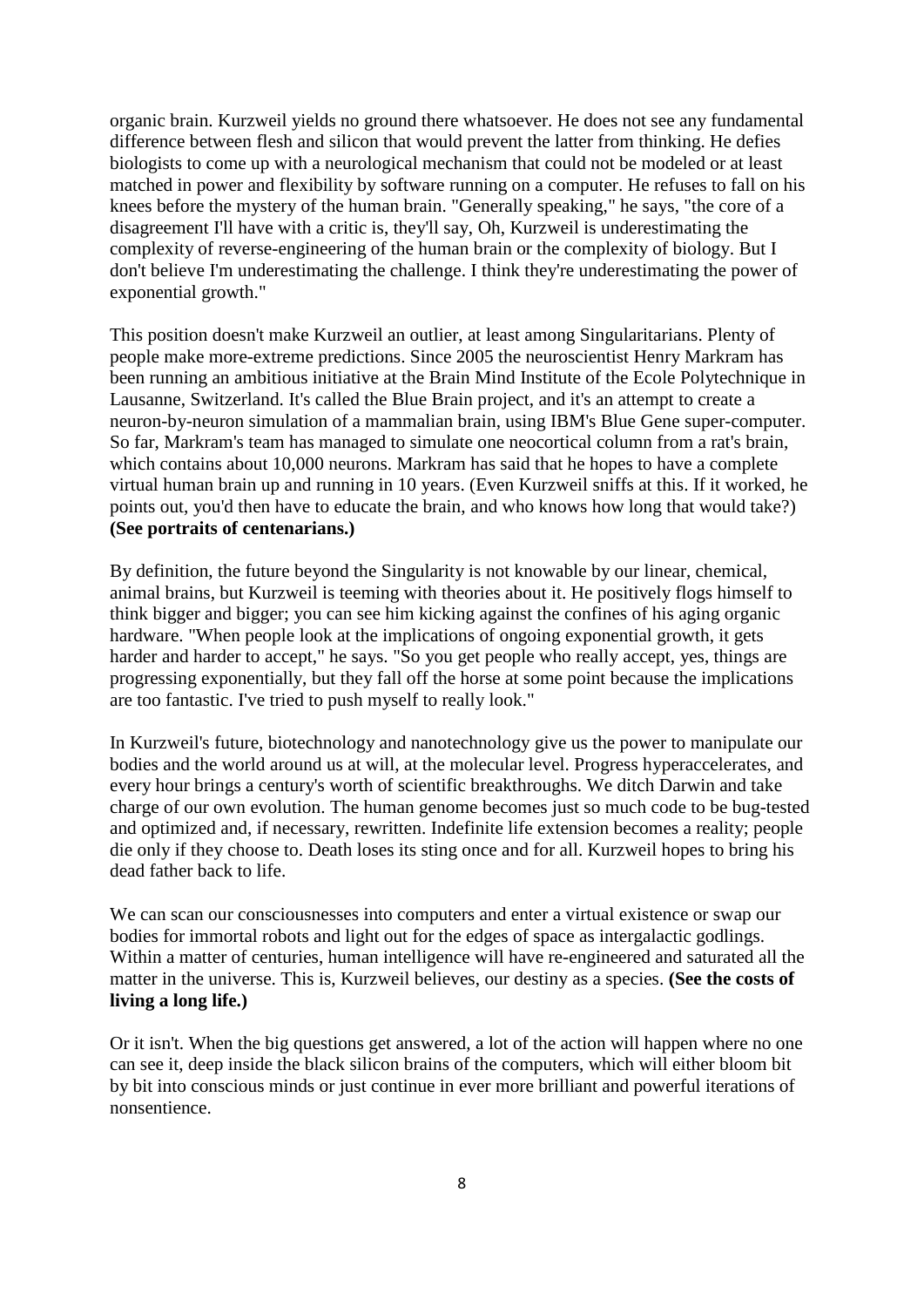organic brain. Kurzweil yields no ground there whatsoever. He does not see any fundamental difference between flesh and silicon that would prevent the latter from thinking. He defies biologists to come up with a neurological mechanism that could not be modeled or at least matched in power and flexibility by software running on a computer. He refuses to fall on his knees before the mystery of the human brain. "Generally speaking," he says, "the core of a disagreement I'll have with a critic is, they'll say, Oh, Kurzweil is underestimating the complexity of reverse-engineering of the human brain or the complexity of biology. But I don't believe I'm underestimating the challenge. I think they're underestimating the power of exponential growth."

This position doesn't make Kurzweil an outlier, at least among Singularitarians. Plenty of people make more-extreme predictions. Since 2005 the neuroscientist Henry Markram has been running an ambitious initiative at the Brain Mind Institute of the Ecole Polytechnique in Lausanne, Switzerland. It's called the Blue Brain project, and it's an attempt to create a neuron-by-neuron simulation of a mammalian brain, using IBM's Blue Gene super-computer. So far, Markram's team has managed to simulate one neocortical column from a rat's brain, which contains about 10,000 neurons. Markram has said that he hopes to have a complete virtual human brain up and running in 10 years. (Even Kurzweil sniffs at this. If it worked, he points out, you'd then have to educate the brain, and who knows how long that would take?) **(See portraits of centenarians.)**

By definition, the future beyond the Singularity is not knowable by our linear, chemical, animal brains, but Kurzweil is teeming with theories about it. He positively flogs himself to think bigger and bigger; you can see him kicking against the confines of his aging organic hardware. "When people look at the implications of ongoing exponential growth, it gets harder and harder to accept," he says. "So you get people who really accept, yes, things are progressing exponentially, but they fall off the horse at some point because the implications are too fantastic. I've tried to push myself to really look."

In Kurzweil's future, biotechnology and nanotechnology give us the power to manipulate our bodies and the world around us at will, at the molecular level. Progress hyperaccelerates, and every hour brings a century's worth of scientific breakthroughs. We ditch Darwin and take charge of our own evolution. The human genome becomes just so much code to be bug-tested and optimized and, if necessary, rewritten. Indefinite life extension becomes a reality; people die only if they choose to. Death loses its sting once and for all. Kurzweil hopes to bring his dead father back to life.

We can scan our consciousnesses into computers and enter a virtual existence or swap our bodies for immortal robots and light out for the edges of space as intergalactic godlings. Within a matter of centuries, human intelligence will have re-engineered and saturated all the matter in the universe. This is, Kurzweil believes, our destiny as a species. **(See the costs of living a long life.)**

Or it isn't. When the big questions get answered, a lot of the action will happen where no one can see it, deep inside the black silicon brains of the computers, which will either bloom bit by bit into conscious minds or just continue in ever more brilliant and powerful iterations of nonsentience.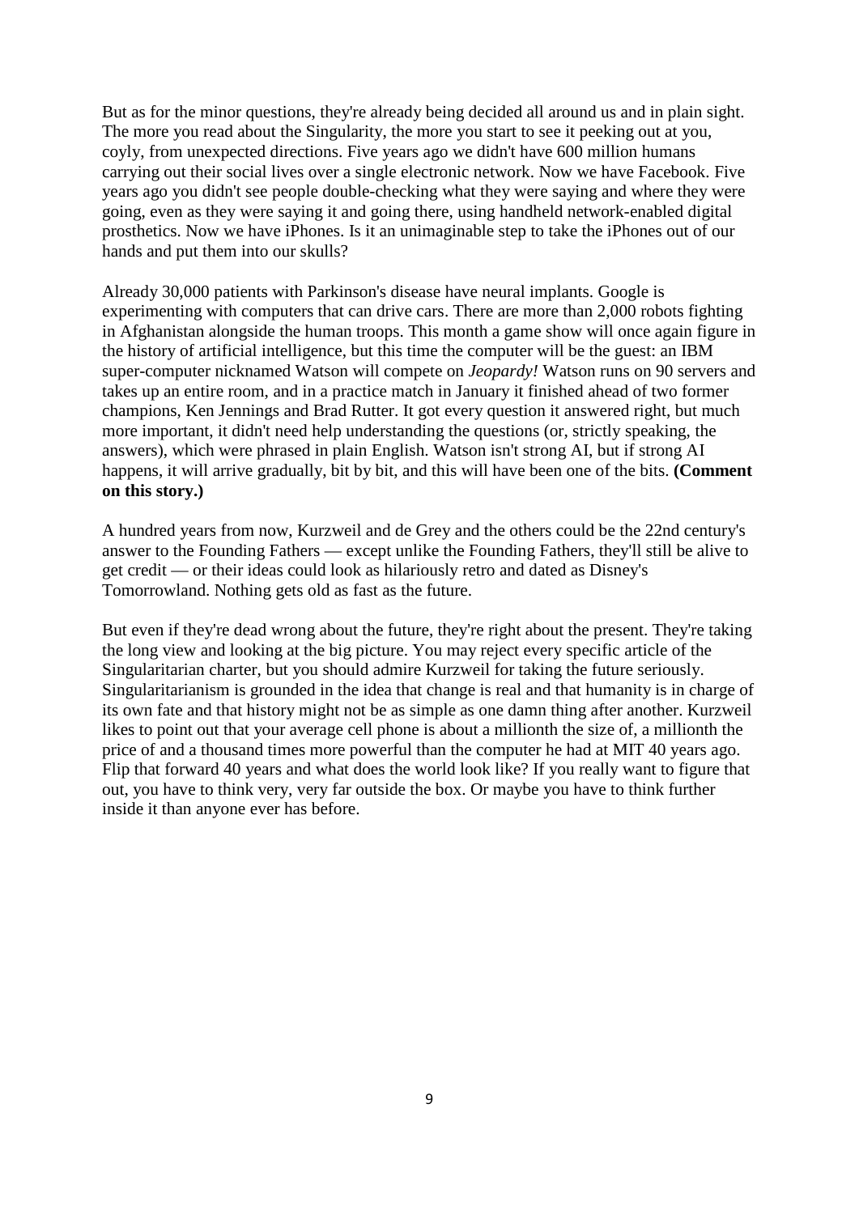But as for the minor questions, they're already being decided all around us and in plain sight. The more you read about the Singularity, the more you start to see it peeking out at you, coyly, from unexpected directions. Five years ago we didn't have 600 million humans carrying out their social lives over a single electronic network. Now we have Facebook. Five years ago you didn't see people double-checking what they were saying and where they were going, even as they were saying it and going there, using handheld network-enabled digital prosthetics. Now we have iPhones. Is it an unimaginable step to take the iPhones out of our hands and put them into our skulls?

Already 30,000 patients with Parkinson's disease have neural implants. Google is experimenting with computers that can drive cars. There are more than 2,000 robots fighting in Afghanistan alongside the human troops. This month a game show will once again figure in the history of artificial intelligence, but this time the computer will be the guest: an IBM super-computer nicknamed Watson will compete on *Jeopardy!* Watson runs on 90 servers and takes up an entire room, and in a practice match in January it finished ahead of two former champions, Ken Jennings and Brad Rutter. It got every question it answered right, but much more important, it didn't need help understanding the questions (or, strictly speaking, the answers), which were phrased in plain English. Watson isn't strong AI, but if strong AI happens, it will arrive gradually, bit by bit, and this will have been one of the bits. **(Comment on this story.)**

A hundred years from now, Kurzweil and de Grey and the others could be the 22nd century's answer to the Founding Fathers — except unlike the Founding Fathers, they'll still be alive to get credit — or their ideas could look as hilariously retro and dated as Disney's Tomorrowland. Nothing gets old as fast as the future.

But even if they're dead wrong about the future, they're right about the present. They're taking the long view and looking at the big picture. You may reject every specific article of the Singularitarian charter, but you should admire Kurzweil for taking the future seriously. Singularitarianism is grounded in the idea that change is real and that humanity is in charge of its own fate and that history might not be as simple as one damn thing after another. Kurzweil likes to point out that your average cell phone is about a millionth the size of, a millionth the price of and a thousand times more powerful than the computer he had at MIT 40 years ago. Flip that forward 40 years and what does the world look like? If you really want to figure that out, you have to think very, very far outside the box. Or maybe you have to think further inside it than anyone ever has before.